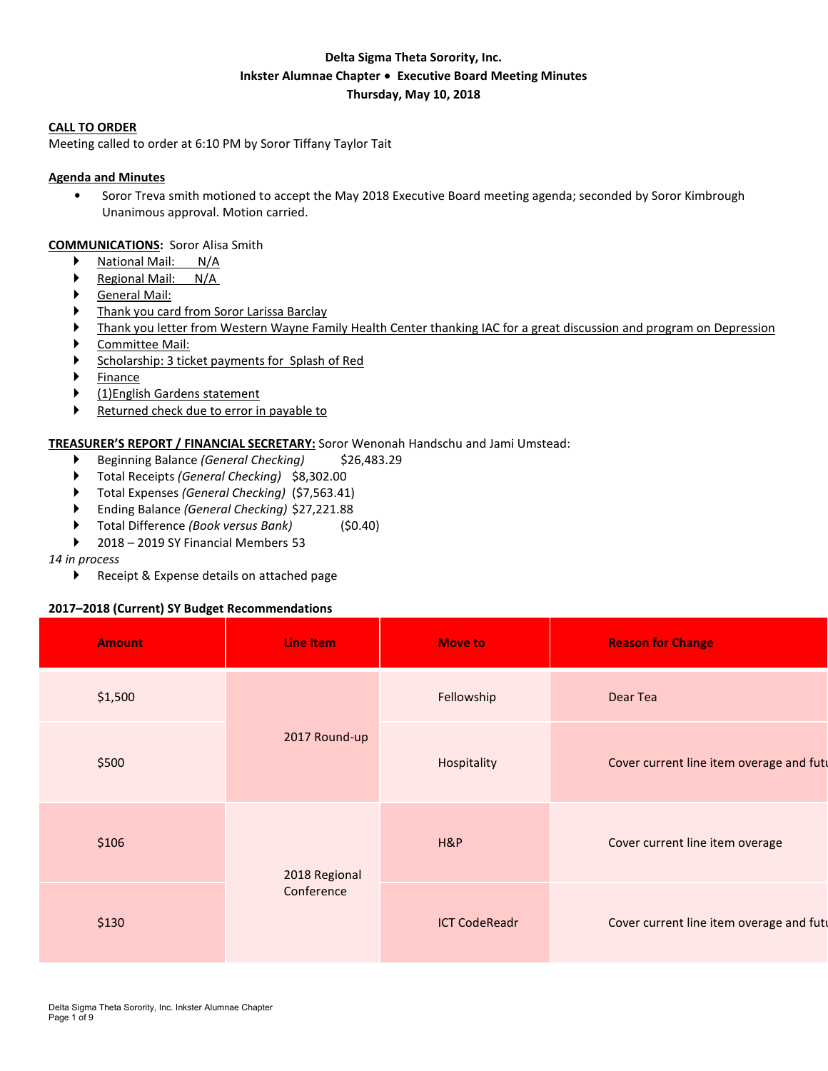**Delta Sigma Theta Sorority, Inc.**
**Inkster Alumnae Chapter • Executive Board Meeting Minutes**
**Thursday, May 10, 2018**

**CALL TO ORDER**
Meeting called to order at 6:10 PM by Soror Tiffany Taylor Tait

**Agenda and Minutes**

- Soror Treva smith motioned to accept the May 2018 Executive Board meeting agenda; seconded by Soror Kimbrough Unanimous approval. Motion carried.

**COMMUNICATIONS:** Soror Alisa Smith

- National Mail: N/A
- Regional Mail: N/A
- General Mail:
- Thank you card from Soror Larissa Barclay
- Thank you letter from Western Wayne Family Health Center thanking IAC for a great discussion and program on Depression
- Committee Mail:
- Scholarship: 3 ticket payments for Splash of Red
- Finance
- (1)English Gardens statement
- Returned check due to error in payable to

**TREASURER'S REPORT / FINANCIAL SECRETARY:** Soror Wenonah Handschu and Jami Umstead:

- Beginning Balance *(General Checking)* $26,483.29
- Total Receipts *(General Checking)* $8,302.00
- Total Expenses *(General Checking)* ($7,563.41)
- Ending Balance *(General Checking)* $27,221.88
- Total Difference *(Book versus Bank)* ($0.40)
- 2018 – 2019 SY Financial Members 53

*14 in process*

- Receipt & Expense details on attached page

**2017–2018 (Current) SY Budget Recommendations**

| Amount | Line Item | Move to | Reason for Change |
|---|---|---|---|
| $1,500 | 2017 Round-up | Fellowship | Dear Tea |
| $500 | 2017 Round-up | Hospitality | Cover current line item overage and futu |
| $106 | 2018 Regional Conference | H&P | Cover current line item overage |
| $130 | 2018 Regional Conference | ICT CodeReadr | Cover current line item overage and futu |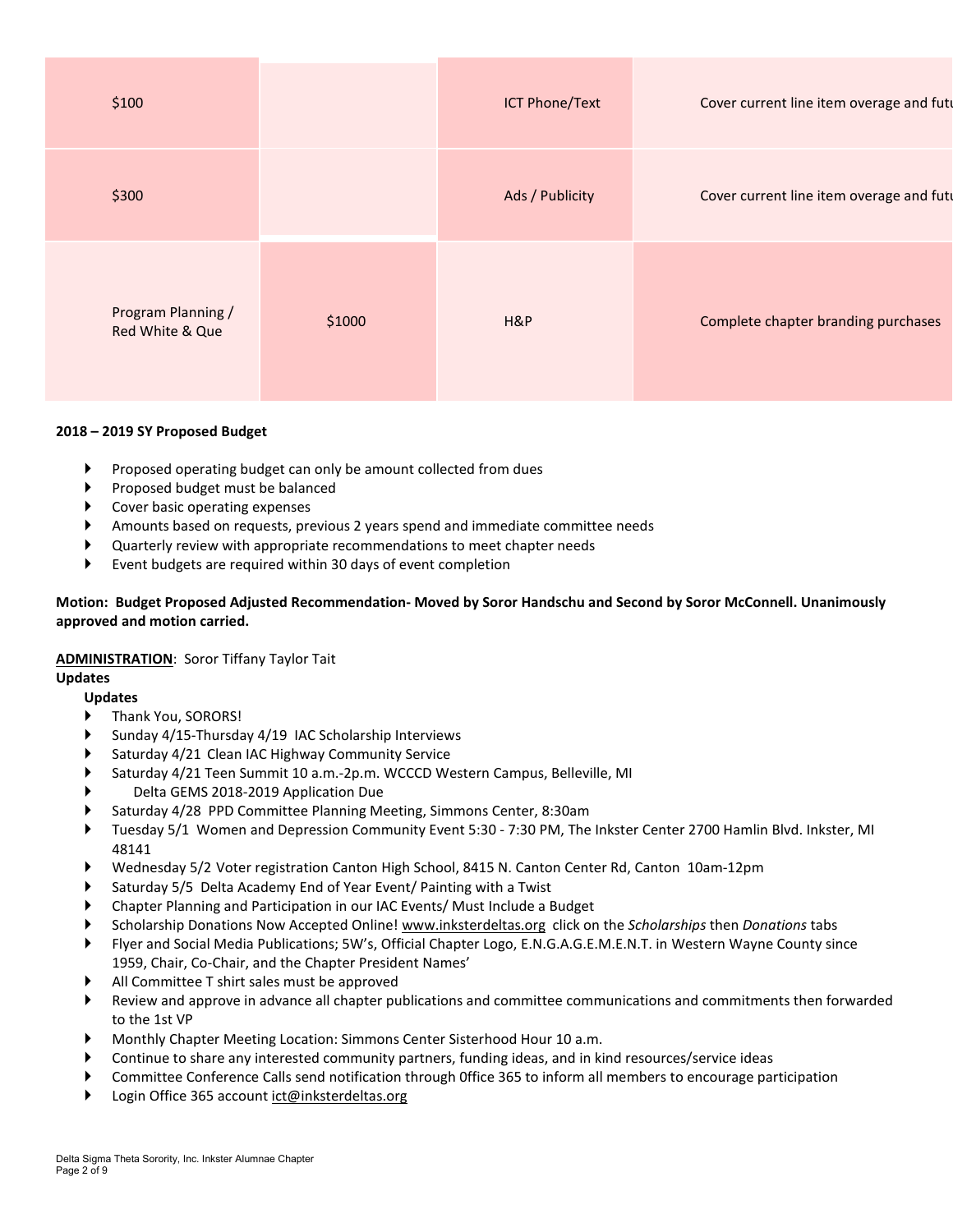| | | | |
|---|---|---|---|
| $100 | | ICT Phone/Text | Cover current line item overage and futu |
| $300 | | Ads / Publicity | Cover current line item overage and futu |
| Program Planning / Red White & Que | $1000 | H&P | Complete chapter branding purchases |

**2018 – 2019 SY Proposed Budget**

- Proposed operating budget can only be amount collected from dues
- Proposed budget must be balanced
- Cover basic operating expenses
- Amounts based on requests, previous 2 years spend and immediate committee needs
- Quarterly review with appropriate recommendations to meet chapter needs
- Event budgets are required within 30 days of event completion

**Motion: Budget Proposed Adjusted Recommendation- Moved by Soror Handschu and Second by Soror McConnell. Unanimously approved and motion carried.**

**ADMINISTRATION**: Soror Tiffany Taylor Tait

**Updates**

**Updates**

- Thank You, SORORS!
- Sunday 4/15-Thursday 4/19 IAC Scholarship Interviews
- Saturday 4/21 Clean IAC Highway Community Service
- Saturday 4/21 Teen Summit 10 a.m.-2p.m. WCCCD Western Campus, Belleville, MI
- Delta GEMS 2018-2019 Application Due
- Saturday 4/28 PPD Committee Planning Meeting, Simmons Center, 8:30am
- Tuesday 5/1 Women and Depression Community Event 5:30 - 7:30 PM, The Inkster Center 2700 Hamlin Blvd. Inkster, MI 48141
- Wednesday 5/2 Voter registration Canton High School, 8415 N. Canton Center Rd, Canton 10am-12pm
- Saturday 5/5 Delta Academy End of Year Event/ Painting with a Twist
- Chapter Planning and Participation in our IAC Events/ Must Include a Budget
- Scholarship Donations Now Accepted Online! www.inksterdeltas.org click on the *Scholarships* then *Donations* tabs
- Flyer and Social Media Publications; 5W's, Official Chapter Logo, E.N.G.A.G.E.M.E.N.T. in Western Wayne County since 1959, Chair, Co-Chair, and the Chapter President Names'
- All Committee T shirt sales must be approved
- Review and approve in advance all chapter publications and committee communications and commitments then forwarded to the 1st VP
- Monthly Chapter Meeting Location: Simmons Center Sisterhood Hour 10 a.m.
- Continue to share any interested community partners, funding ideas, and in kind resources/service ideas
- Committee Conference Calls send notification through 0ffice 365 to inform all members to encourage participation
- Login Office 365 account ict@inksterdeltas.org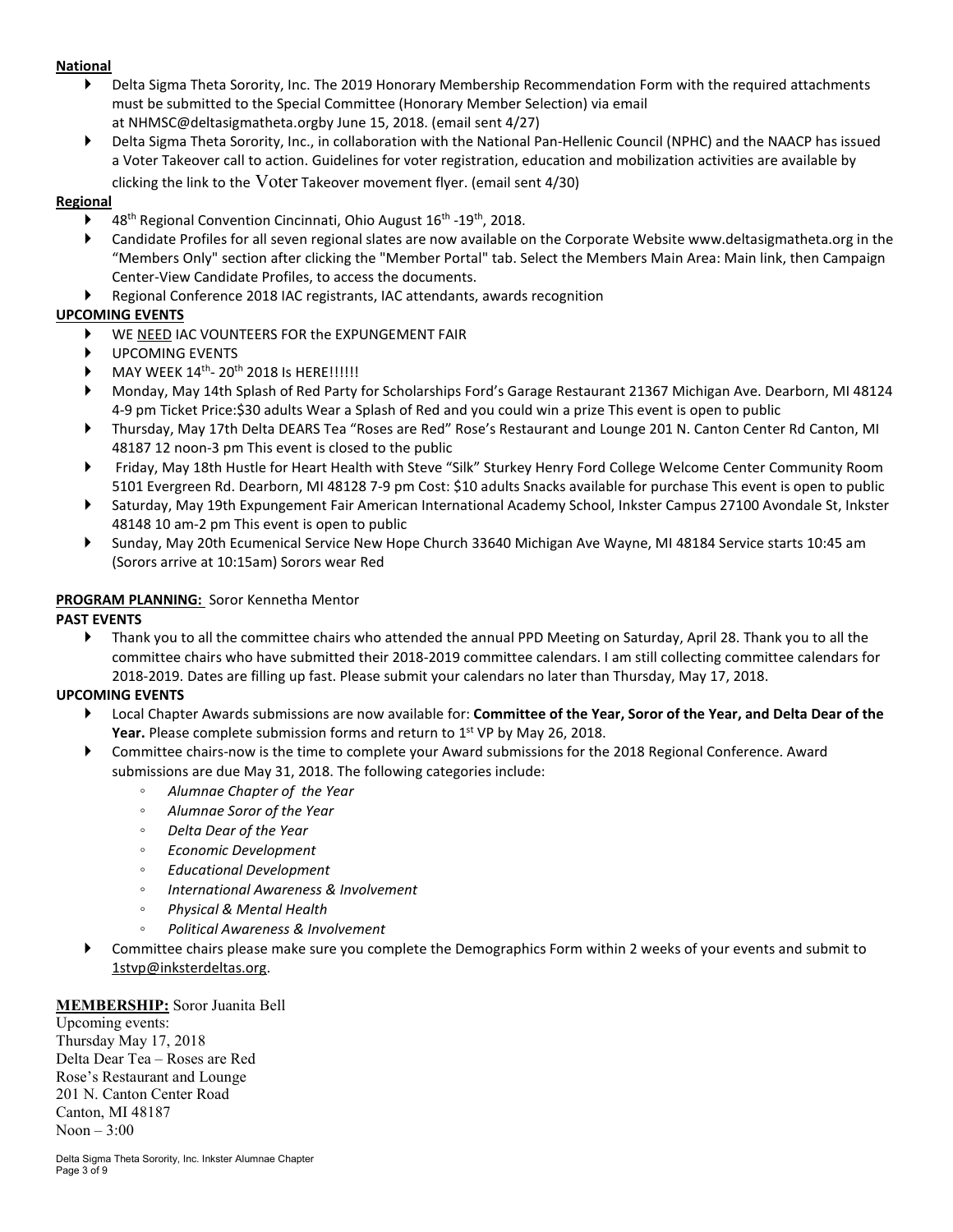**National**

- Delta Sigma Theta Sorority, Inc. The 2019 Honorary Membership Recommendation Form with the required attachments must be submitted to the Special Committee (Honorary Member Selection) via email at NHMSC@deltasigmatheta.orgby June 15, 2018. (email sent 4/27)
- Delta Sigma Theta Sorority, Inc., in collaboration with the National Pan-Hellenic Council (NPHC) and the NAACP has issued a Voter Takeover call to action. Guidelines for voter registration, education and mobilization activities are available by clicking the link to the Voter Takeover movement flyer. (email sent 4/30)

**Regional**

- 48th Regional Convention Cincinnati, Ohio August 16th -19th, 2018.
- Candidate Profiles for all seven regional slates are now available on the Corporate Website www.deltasigmatheta.org in the "Members Only" section after clicking the "Member Portal" tab. Select the Members Main Area: Main link, then Campaign Center-View Candidate Profiles, to access the documents.
- Regional Conference 2018 IAC registrants, IAC attendants, awards recognition

**UPCOMING EVENTS**

- WE NEED IAC VOUNTEERS FOR the EXPUNGEMENT FAIR
- UPCOMING EVENTS
- MAY WEEK 14th- 20th 2018 Is HERE!!!!!!
- Monday, May 14th Splash of Red Party for Scholarships Ford's Garage Restaurant 21367 Michigan Ave. Dearborn, MI 48124 4-9 pm Ticket Price:$30 adults Wear a Splash of Red and you could win a prize This event is open to public
- Thursday, May 17th Delta DEARS Tea "Roses are Red" Rose's Restaurant and Lounge 201 N. Canton Center Rd Canton, MI 48187 12 noon-3 pm This event is closed to the public
- Friday, May 18th Hustle for Heart Health with Steve "Silk" Sturkey Henry Ford College Welcome Center Community Room 5101 Evergreen Rd. Dearborn, MI 48128 7-9 pm Cost: $10 adults Snacks available for purchase This event is open to public
- Saturday, May 19th Expungement Fair American International Academy School, Inkster Campus 27100 Avondale St, Inkster 48148 10 am-2 pm This event is open to public
- Sunday, May 20th Ecumenical Service New Hope Church 33640 Michigan Ave Wayne, MI 48184 Service starts 10:45 am (Sorors arrive at 10:15am) Sorors wear Red

**PROGRAM PLANNING:** Soror Kennetha Mentor

**PAST EVENTS**

- Thank you to all the committee chairs who attended the annual PPD Meeting on Saturday, April 28. Thank you to all the committee chairs who have submitted their 2018-2019 committee calendars. I am still collecting committee calendars for 2018-2019. Dates are filling up fast. Please submit your calendars no later than Thursday, May 17, 2018.

**UPCOMING EVENTS**

- Local Chapter Awards submissions are now available for: **Committee of the Year, Soror of the Year, and Delta Dear of the Year.** Please complete submission forms and return to 1st VP by May 26, 2018.
- Committee chairs-now is the time to complete your Award submissions for the 2018 Regional Conference. Award submissions are due May 31, 2018. The following categories include:
  - *Alumnae Chapter of the Year*
  - *Alumnae Soror of the Year*
  - *Delta Dear of the Year*
  - *Economic Development*
  - *Educational Development*
  - *International Awareness & Involvement*
  - *Physical & Mental Health*
  - *Political Awareness & Involvement*
- Committee chairs please make sure you complete the Demographics Form within 2 weeks of your events and submit to 1stvp@inksterdeltas.org.

**MEMBERSHIP:** Soror Juanita Bell

Upcoming events:
Thursday May 17, 2018
Delta Dear Tea – Roses are Red
Rose's Restaurant and Lounge
201 N. Canton Center Road
Canton, MI 48187
Noon – 3:00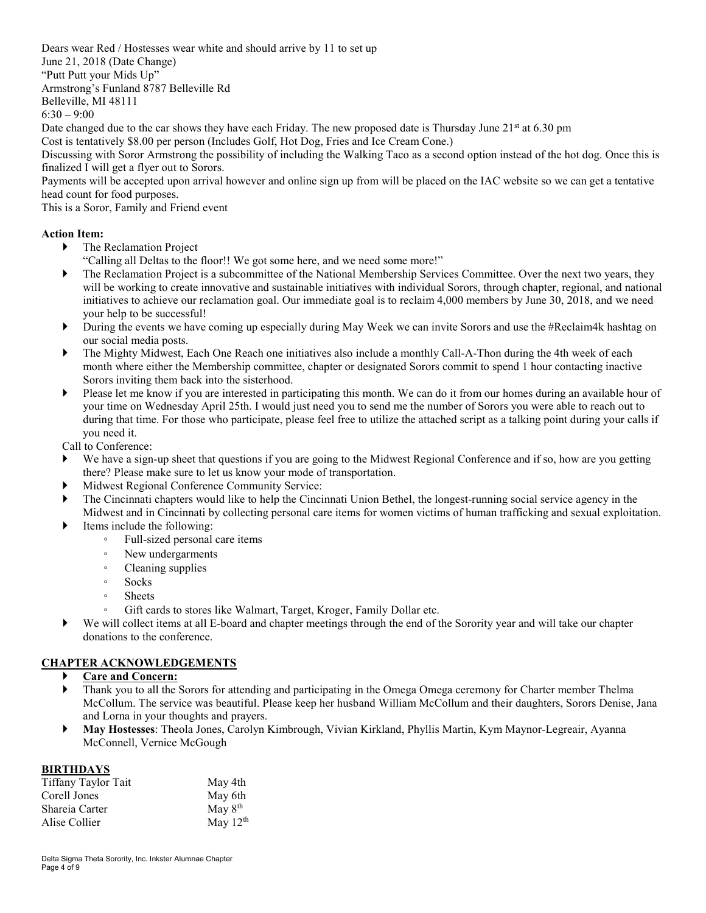Dears wear Red / Hostesses wear white and should arrive by 11 to set up
June 21, 2018 (Date Change)
"Putt Putt your Mids Up"
Armstrong's Funland 8787 Belleville Rd
Belleville, MI 48111
6:30 – 9:00

Date changed due to the car shows they have each Friday. The new proposed date is Thursday June 21st at 6.30 pm

Cost is tentatively $8.00 per person (Includes Golf, Hot Dog, Fries and Ice Cream Cone.)

Discussing with Soror Armstrong the possibility of including the Walking Taco as a second option instead of the hot dog. Once this is finalized I will get a flyer out to Sorors.

Payments will be accepted upon arrival however and online sign up from will be placed on the IAC website so we can get a tentative head count for food purposes.

This is a Soror, Family and Friend event

**Action Item:**

- The Reclamation Project
  "Calling all Deltas to the floor!! We got some here, and we need some more!"
- The Reclamation Project is a subcommittee of the National Membership Services Committee. Over the next two years, they will be working to create innovative and sustainable initiatives with individual Sorors, through chapter, regional, and national initiatives to achieve our reclamation goal. Our immediate goal is to reclaim 4,000 members by June 30, 2018, and we need your help to be successful!
- During the events we have coming up especially during May Week we can invite Sorors and use the #Reclaim4k hashtag on our social media posts.
- The Mighty Midwest, Each One Reach one initiatives also include a monthly Call-A-Thon during the 4th week of each month where either the Membership committee, chapter or designated Sorors commit to spend 1 hour contacting inactive Sorors inviting them back into the sisterhood.
- Please let me know if you are interested in participating this month. We can do it from our homes during an available hour of your time on Wednesday April 25th. I would just need you to send me the number of Sorors you were able to reach out to during that time. For those who participate, please feel free to utilize the attached script as a talking point during your calls if you need it.

Call to Conference:

- We have a sign-up sheet that questions if you are going to the Midwest Regional Conference and if so, how are you getting there? Please make sure to let us know your mode of transportation.
- Midwest Regional Conference Community Service:
- The Cincinnati chapters would like to help the Cincinnati Union Bethel, the longest-running social service agency in the Midwest and in Cincinnati by collecting personal care items for women victims of human trafficking and sexual exploitation.
- Items include the following:
  - Full-sized personal care items
  - New undergarments
  - Cleaning supplies
  - Socks
  - Sheets
  - Gift cards to stores like Walmart, Target, Kroger, Family Dollar etc.
- We will collect items at all E-board and chapter meetings through the end of the Sorority year and will take our chapter donations to the conference.

## CHAPTER ACKNOWLEDGEMENTS

- **Care and Concern:**
- Thank you to all the Sorors for attending and participating in the Omega Omega ceremony for Charter member Thelma McCollum. The service was beautiful. Please keep her husband William McCollum and their daughters, Sorors Denise, Jana and Lorna in your thoughts and prayers.
- **May Hostesses**: Theola Jones, Carolyn Kimbrough, Vivian Kirkland, Phyllis Martin, Kym Maynor-Legreair, Ayanna McConnell, Vernice McGough

## BIRTHDAYS

| | |
|---|---|
| Tiffany Taylor Tait | May 4th |
| Corell Jones | May 6th |
| Shareia Carter | May 8th |
| Alise Collier | May 12th |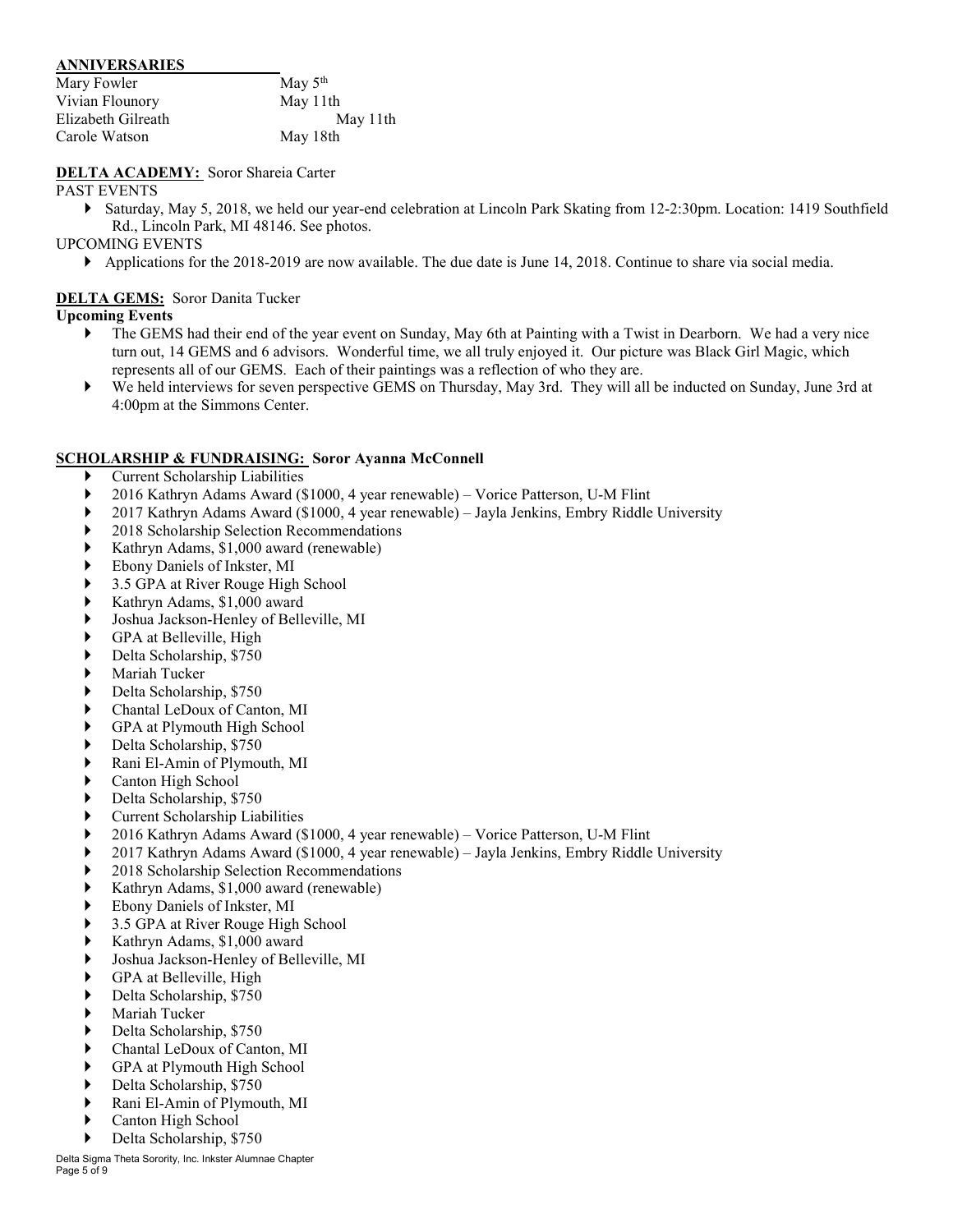**ANNIVERSARIES**

| | |
|---|---|
| Mary Fowler | May 5th |
| Vivian Flounory | May 11th |
| Elizabeth Gilreath | May 11th |
| Carole Watson | May 18th |

**DELTA ACADEMY:** Soror Shareia Carter

PAST EVENTS

- Saturday, May 5, 2018, we held our year-end celebration at Lincoln Park Skating from 12-2:30pm. Location: 1419 Southfield Rd., Lincoln Park, MI 48146. See photos.

UPCOMING EVENTS

- Applications for the 2018-2019 are now available. The due date is June 14, 2018. Continue to share via social media.

**DELTA GEMS:** Soror Danita Tucker

**Upcoming Events**

- The GEMS had their end of the year event on Sunday, May 6th at Painting with a Twist in Dearborn. We had a very nice turn out, 14 GEMS and 6 advisors. Wonderful time, we all truly enjoyed it. Our picture was Black Girl Magic, which represents all of our GEMS. Each of their paintings was a reflection of who they are.
- We held interviews for seven perspective GEMS on Thursday, May 3rd. They will all be inducted on Sunday, June 3rd at 4:00pm at the Simmons Center.

**SCHOLARSHIP & FUNDRAISING: Soror Ayanna McConnell**

- Current Scholarship Liabilities
- 2016 Kathryn Adams Award ($1000, 4 year renewable) – Vorice Patterson, U-M Flint
- 2017 Kathryn Adams Award ($1000, 4 year renewable) – Jayla Jenkins, Embry Riddle University
- 2018 Scholarship Selection Recommendations
- Kathryn Adams, $1,000 award (renewable)
- Ebony Daniels of Inkster, MI
- 3.5 GPA at River Rouge High School
- Kathryn Adams, $1,000 award
- Joshua Jackson-Henley of Belleville, MI
- GPA at Belleville, High
- Delta Scholarship, $750
- Mariah Tucker
- Delta Scholarship, $750
- Chantal LeDoux of Canton, MI
- GPA at Plymouth High School
- Delta Scholarship, $750
- Rani El-Amin of Plymouth, MI
- Canton High School
- Delta Scholarship, $750
- Current Scholarship Liabilities
- 2016 Kathryn Adams Award ($1000, 4 year renewable) – Vorice Patterson, U-M Flint
- 2017 Kathryn Adams Award ($1000, 4 year renewable) – Jayla Jenkins, Embry Riddle University
- 2018 Scholarship Selection Recommendations
- Kathryn Adams, $1,000 award (renewable)
- Ebony Daniels of Inkster, MI
- 3.5 GPA at River Rouge High School
- Kathryn Adams, $1,000 award
- Joshua Jackson-Henley of Belleville, MI
- GPA at Belleville, High
- Delta Scholarship, $750
- Mariah Tucker
- Delta Scholarship, $750
- Chantal LeDoux of Canton, MI
- GPA at Plymouth High School
- Delta Scholarship, $750
- Rani El-Amin of Plymouth, MI
- Canton High School
- Delta Scholarship, $750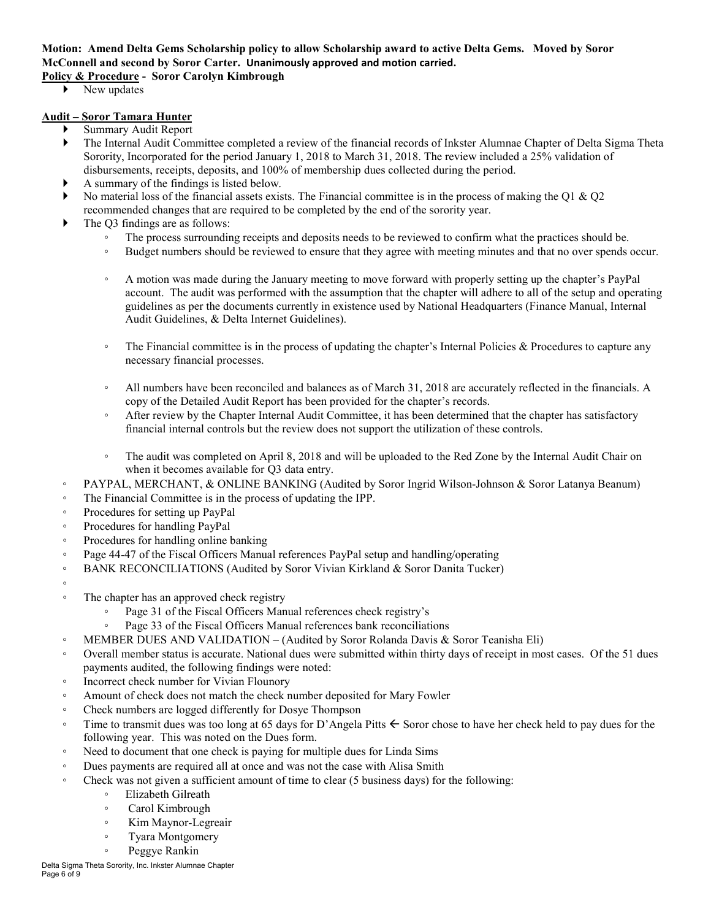**Motion: Amend Delta Gems Scholarship policy to allow Scholarship award to active Delta Gems. Moved by Soror McConnell and second by Soror Carter. Unanimously approved and motion carried.**

**Policy & Procedure - Soror Carolyn Kimbrough**

- New updates

**Audit – Soror Tamara Hunter**

- Summary Audit Report
- The Internal Audit Committee completed a review of the financial records of Inkster Alumnae Chapter of Delta Sigma Theta Sorority, Incorporated for the period January 1, 2018 to March 31, 2018. The review included a 25% validation of disbursements, receipts, deposits, and 100% of membership dues collected during the period.
- A summary of the findings is listed below.
- No material loss of the financial assets exists. The Financial committee is in the process of making the Q1 & Q2 recommended changes that are required to be completed by the end of the sorority year.
- The Q3 findings are as follows:
  - The process surrounding receipts and deposits needs to be reviewed to confirm what the practices should be.
  - Budget numbers should be reviewed to ensure that they agree with meeting minutes and that no over spends occur.
  - A motion was made during the January meeting to move forward with properly setting up the chapter's PayPal account. The audit was performed with the assumption that the chapter will adhere to all of the setup and operating guidelines as per the documents currently in existence used by National Headquarters (Finance Manual, Internal Audit Guidelines, & Delta Internet Guidelines).
  - The Financial committee is in the process of updating the chapter's Internal Policies & Procedures to capture any necessary financial processes.
  - All numbers have been reconciled and balances as of March 31, 2018 are accurately reflected in the financials. A copy of the Detailed Audit Report has been provided for the chapter's records.
  - After review by the Chapter Internal Audit Committee, it has been determined that the chapter has satisfactory financial internal controls but the review does not support the utilization of these controls.
  - The audit was completed on April 8, 2018 and will be uploaded to the Red Zone by the Internal Audit Chair on when it becomes available for Q3 data entry.
- PAYPAL, MERCHANT, & ONLINE BANKING (Audited by Soror Ingrid Wilson-Johnson & Soror Latanya Beanum)
- The Financial Committee is in the process of updating the IPP.
- Procedures for setting up PayPal
- Procedures for handling PayPal
- Procedures for handling online banking
- Page 44-47 of the Fiscal Officers Manual references PayPal setup and handling/operating
- BANK RECONCILIATIONS (Audited by Soror Vivian Kirkland & Soror Danita Tucker)
- The chapter has an approved check registry
  - Page 31 of the Fiscal Officers Manual references check registry's
  - Page 33 of the Fiscal Officers Manual references bank reconciliations
- MEMBER DUES AND VALIDATION – (Audited by Soror Rolanda Davis & Soror Teanisha Eli)
- Overall member status is accurate. National dues were submitted within thirty days of receipt in most cases. Of the 51 dues payments audited, the following findings were noted:
- Incorrect check number for Vivian Flounory
- Amount of check does not match the check number deposited for Mary Fowler
- Check numbers are logged differently for Dosye Thompson
- Time to transmit dues was too long at 65 days for D'Angela Pitts ← Soror chose to have her check held to pay dues for the following year. This was noted on the Dues form.
- Need to document that one check is paying for multiple dues for Linda Sims
- Dues payments are required all at once and was not the case with Alisa Smith
- Check was not given a sufficient amount of time to clear (5 business days) for the following:
  - Elizabeth Gilreath
  - Carol Kimbrough
  - Kim Maynor-Legreair
  - Tyara Montgomery
  - Peggye Rankin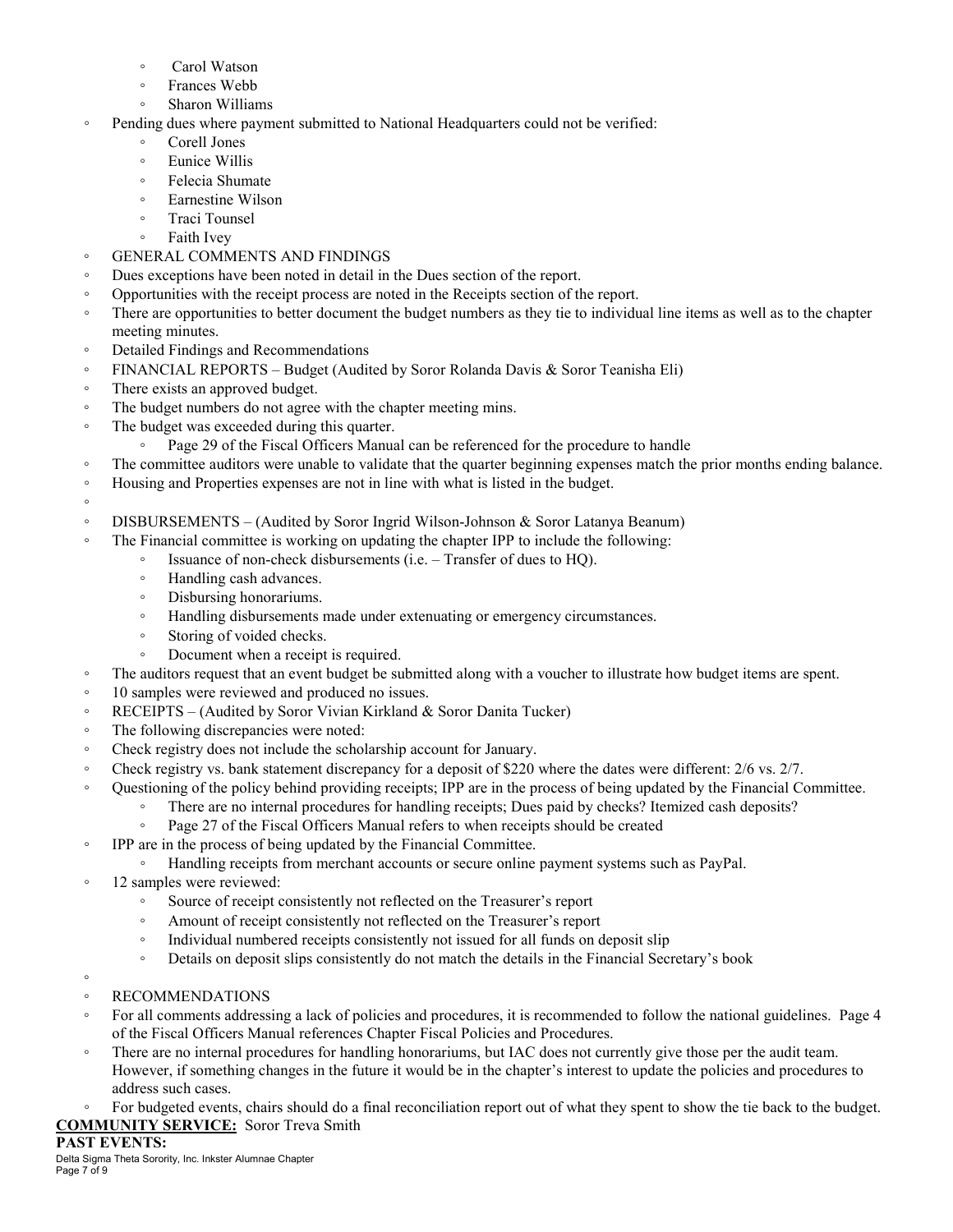- Carol Watson
  - Frances Webb
  - Sharon Williams
- Pending dues where payment submitted to National Headquarters could not be verified:
  - Corell Jones
  - Eunice Willis
  - Felecia Shumate
  - Earnestine Wilson
  - Traci Tounsel
  - Faith Ivey
- GENERAL COMMENTS AND FINDINGS
- Dues exceptions have been noted in detail in the Dues section of the report.
- Opportunities with the receipt process are noted in the Receipts section of the report.
- There are opportunities to better document the budget numbers as they tie to individual line items as well as to the chapter meeting minutes.
- Detailed Findings and Recommendations
- FINANCIAL REPORTS – Budget (Audited by Soror Rolanda Davis & Soror Teanisha Eli)
- There exists an approved budget.
- The budget numbers do not agree with the chapter meeting mins.
- The budget was exceeded during this quarter.
  - Page 29 of the Fiscal Officers Manual can be referenced for the procedure to handle
- The committee auditors were unable to validate that the quarter beginning expenses match the prior months ending balance.
- Housing and Properties expenses are not in line with what is listed in the budget.
- DISBURSEMENTS – (Audited by Soror Ingrid Wilson-Johnson & Soror Latanya Beanum)
- The Financial committee is working on updating the chapter IPP to include the following:
  - Issuance of non-check disbursements (i.e. – Transfer of dues to HQ).
  - Handling cash advances.
  - Disbursing honorariums.
  - Handling disbursements made under extenuating or emergency circumstances.
  - Storing of voided checks.
  - Document when a receipt is required.
- The auditors request that an event budget be submitted along with a voucher to illustrate how budget items are spent.
- 10 samples were reviewed and produced no issues.
- RECEIPTS – (Audited by Soror Vivian Kirkland & Soror Danita Tucker)
- The following discrepancies were noted:
- Check registry does not include the scholarship account for January.
- Check registry vs. bank statement discrepancy for a deposit of $220 where the dates were different: 2/6 vs. 2/7.
- Questioning of the policy behind providing receipts; IPP are in the process of being updated by the Financial Committee.
  - There are no internal procedures for handling receipts; Dues paid by checks? Itemized cash deposits?
  - Page 27 of the Fiscal Officers Manual refers to when receipts should be created
- IPP are in the process of being updated by the Financial Committee.
  - Handling receipts from merchant accounts or secure online payment systems such as PayPal.
- 12 samples were reviewed:
  - Source of receipt consistently not reflected on the Treasurer's report
  - Amount of receipt consistently not reflected on the Treasurer's report
  - Individual numbered receipts consistently not issued for all funds on deposit slip
  - Details on deposit slips consistently do not match the details in the Financial Secretary's book
- RECOMMENDATIONS
- For all comments addressing a lack of policies and procedures, it is recommended to follow the national guidelines. Page 4 of the Fiscal Officers Manual references Chapter Fiscal Policies and Procedures.
- There are no internal procedures for handling honorariums, but IAC does not currently give those per the audit team. However, if something changes in the future it would be in the chapter's interest to update the policies and procedures to address such cases.
- For budgeted events, chairs should do a final reconciliation report out of what they spent to show the tie back to the budget.

**COMMUNITY SERVICE:** Soror Treva Smith

**PAST EVENTS:**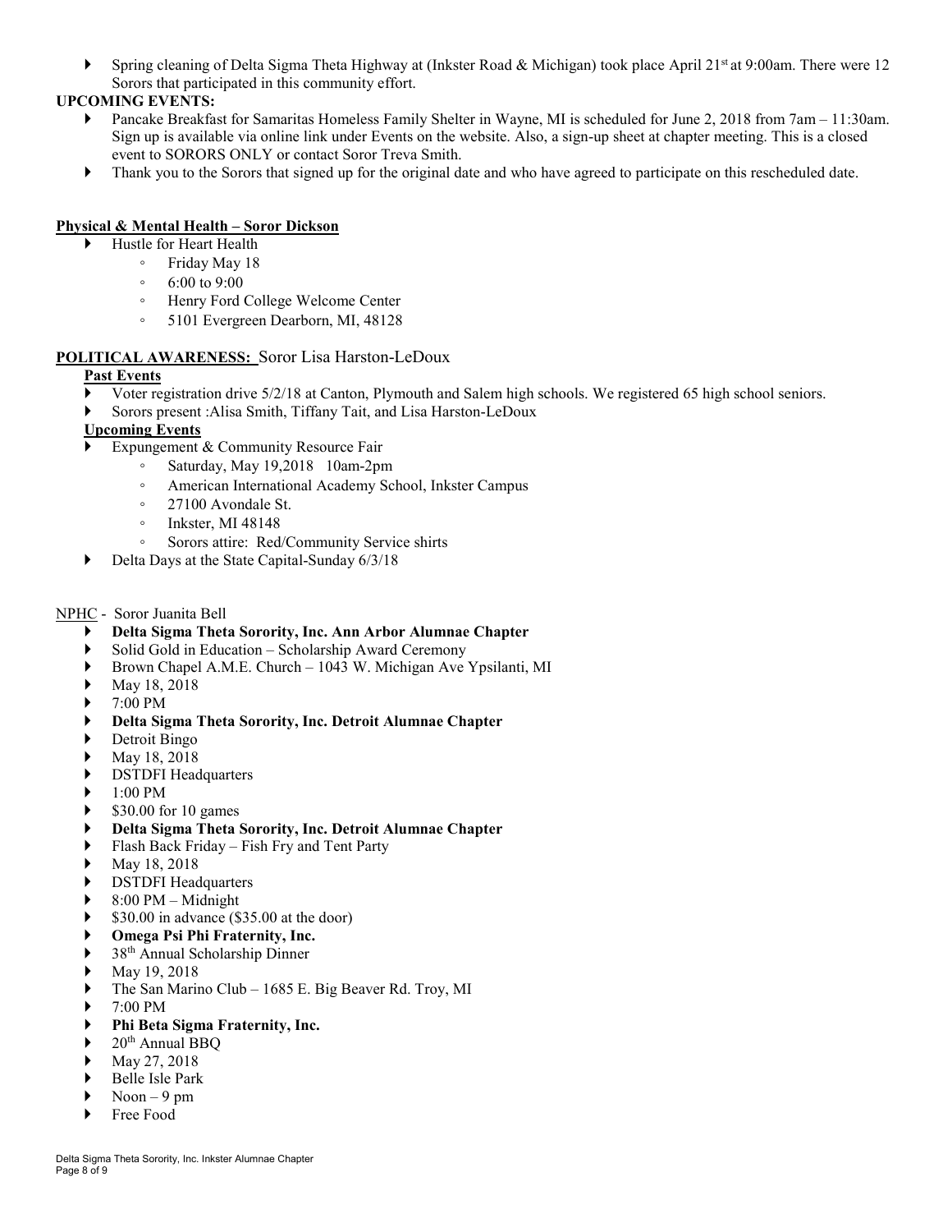- Spring cleaning of Delta Sigma Theta Highway at (Inkster Road & Michigan) took place April 21st at 9:00am. There were 12 Sorors that participated in this community effort.

**UPCOMING EVENTS:**

- Pancake Breakfast for Samaritas Homeless Family Shelter in Wayne, MI is scheduled for June 2, 2018 from 7am – 11:30am. Sign up is available via online link under Events on the website. Also, a sign-up sheet at chapter meeting. This is a closed event to SORORS ONLY or contact Soror Treva Smith.
- Thank you to the Sorors that signed up for the original date and who have agreed to participate on this rescheduled date.

**Physical & Mental Health – Soror Dickson**

- Hustle for Heart Health
    - Friday May 18
    - 6:00 to 9:00
    - Henry Ford College Welcome Center
    - 5101 Evergreen Dearborn, MI, 48128

**POLITICAL AWARENESS:** Soror Lisa Harston-LeDoux

**Past Events**

- Voter registration drive 5/2/18 at Canton, Plymouth and Salem high schools. We registered 65 high school seniors.
- Sorors present :Alisa Smith, Tiffany Tait, and Lisa Harston-LeDoux

**Upcoming Events**

- Expungement & Community Resource Fair
    - Saturday, May 19,2018 10am-2pm
    - American International Academy School, Inkster Campus
    - 27100 Avondale St.
    - Inkster, MI 48148
    - Sorors attire: Red/Community Service shirts
- Delta Days at the State Capital-Sunday 6/3/18

NPHC - Soror Juanita Bell

- **Delta Sigma Theta Sorority, Inc. Ann Arbor Alumnae Chapter**
- Solid Gold in Education – Scholarship Award Ceremony
- Brown Chapel A.M.E. Church – 1043 W. Michigan Ave Ypsilanti, MI
- May 18, 2018
- 7:00 PM
- **Delta Sigma Theta Sorority, Inc. Detroit Alumnae Chapter**
- Detroit Bingo
- May 18, 2018
- DSTDFI Headquarters
- 1:00 PM
- $30.00 for 10 games
- **Delta Sigma Theta Sorority, Inc. Detroit Alumnae Chapter**
- Flash Back Friday – Fish Fry and Tent Party
- May 18, 2018
- DSTDFI Headquarters
- 8:00 PM – Midnight
- $30.00 in advance ($35.00 at the door)
- **Omega Psi Phi Fraternity, Inc.**
- 38th Annual Scholarship Dinner
- May 19, 2018
- The San Marino Club – 1685 E. Big Beaver Rd. Troy, MI
- 7:00 PM
- **Phi Beta Sigma Fraternity, Inc.**
- 20th Annual BBQ
- May 27, 2018
- Belle Isle Park
- Noon – 9 pm
- Free Food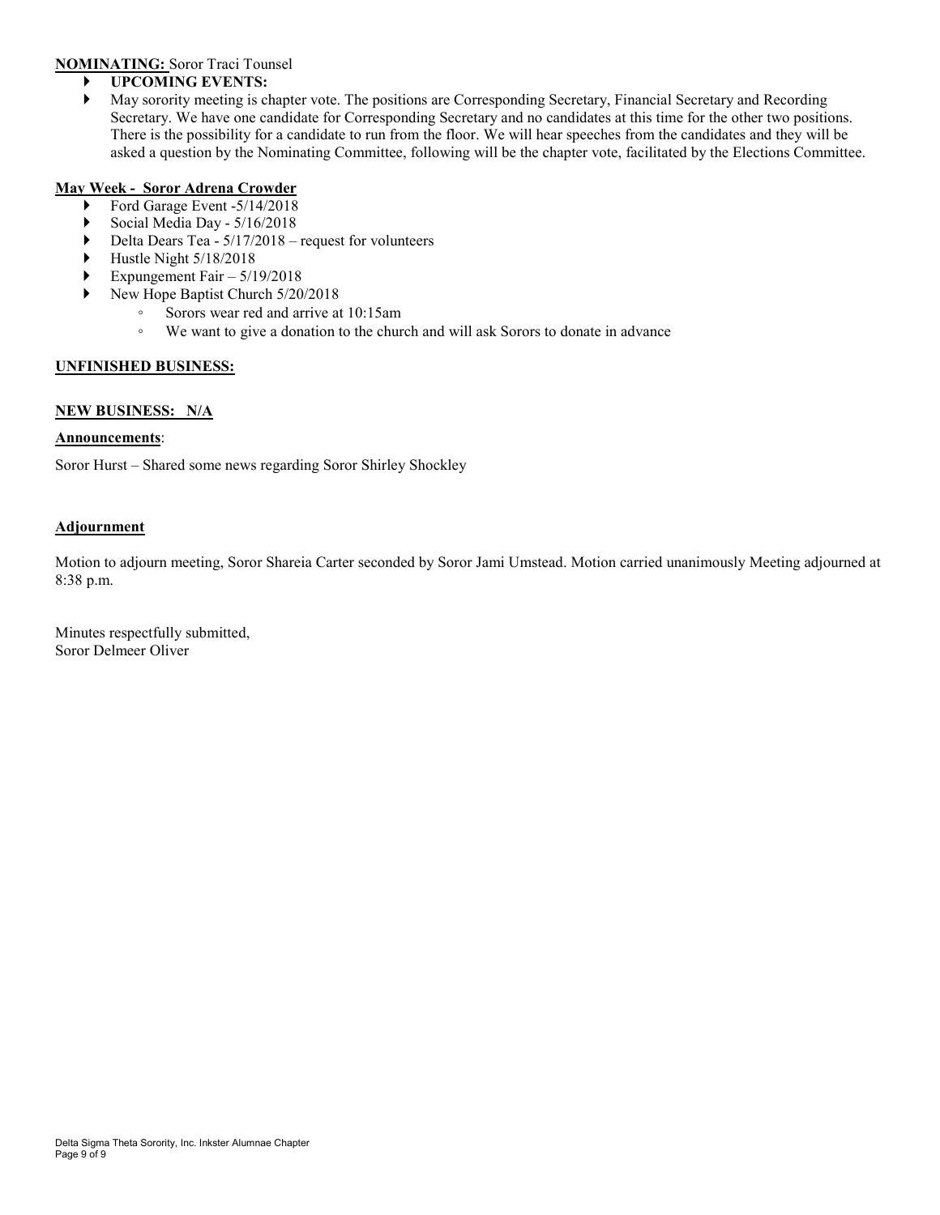**NOMINATING:** Soror Traci Tounsel

- **UPCOMING EVENTS:**
- May sorority meeting is chapter vote. The positions are Corresponding Secretary, Financial Secretary and Recording Secretary. We have one candidate for Corresponding Secretary and no candidates at this time for the other two positions. There is the possibility for a candidate to run from the floor. We will hear speeches from the candidates and they will be asked a question by the Nominating Committee, following will be the chapter vote, facilitated by the Elections Committee.

**May Week - Soror Adrena Crowder**

- Ford Garage Event -5/14/2018
- Social Media Day - 5/16/2018
- Delta Dears Tea - 5/17/2018 – request for volunteers
- Hustle Night 5/18/2018
- Expungement Fair – 5/19/2018
- New Hope Baptist Church 5/20/2018
  - Sorors wear red and arrive at 10:15am
  - We want to give a donation to the church and will ask Sorors to donate in advance

**UNFINISHED BUSINESS:**

**NEW BUSINESS: N/A**

**Announcements**:

Soror Hurst – Shared some news regarding Soror Shirley Shockley

**Adjournment**

Motion to adjourn meeting, Soror Shareia Carter seconded by Soror Jami Umstead. Motion carried unanimously Meeting adjourned at 8:38 p.m.

Minutes respectfully submitted,
Soror Delmeer Oliver